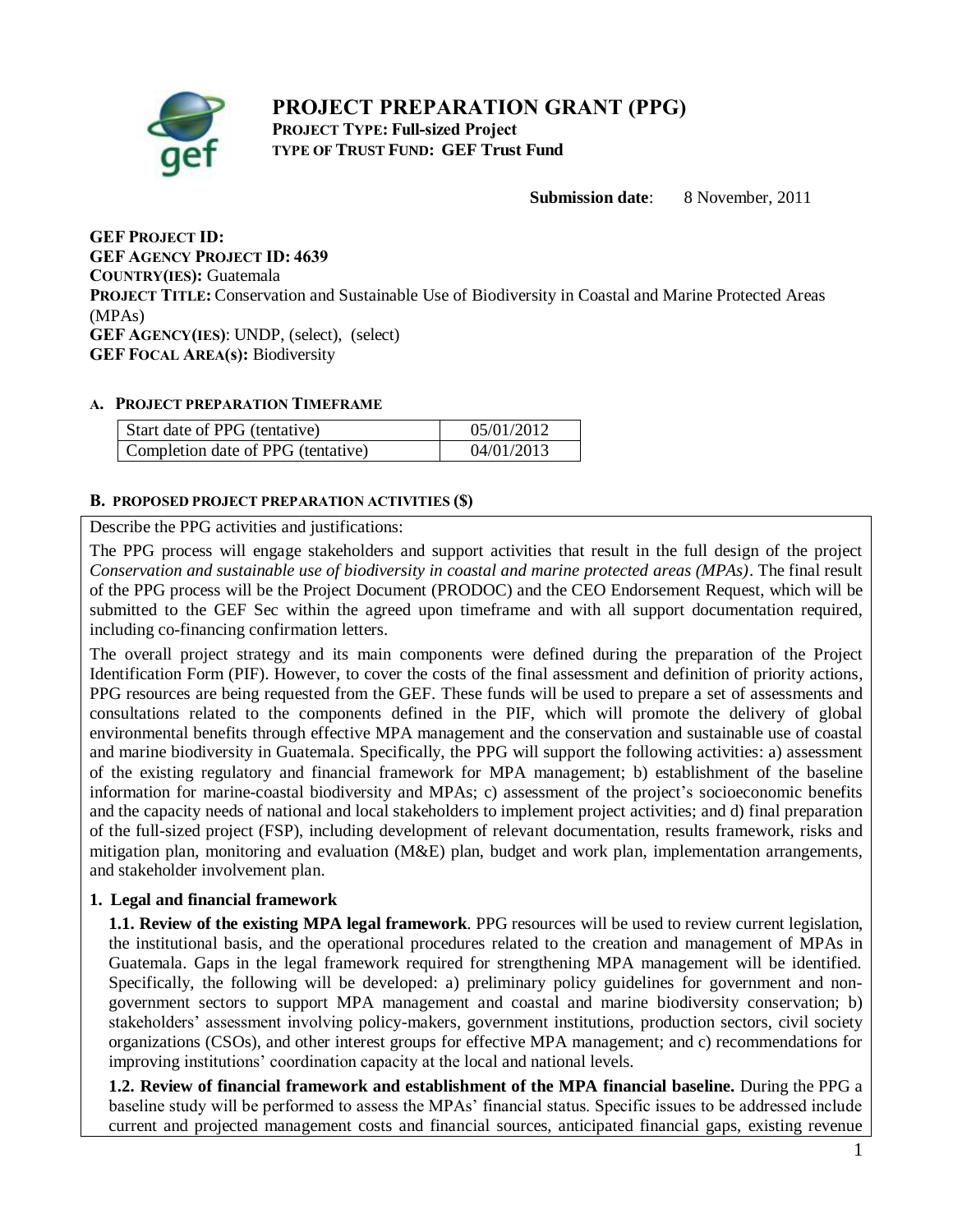# PROJECT PREPARATION GRANT (PPG)

**PROJECT TYPE: Full-sized Project**
**TYPE OF TRUST FUND: GEF Trust Fund**

**Submission date**: 8 November, 2011

**GEF PROJECT ID:**
**GEF AGENCY PROJECT ID: 4639**
**COUNTRY(IES):** Guatemala
**PROJECT TITLE:** Conservation and Sustainable Use of Biodiversity in Coastal and Marine Protected Areas (MPAs)
**GEF AGENCY(IES)**: UNDP, (select), (select)
**GEF FOCAL AREA(s):** Biodiversity

## A. PROJECT PREPARATION TIMEFRAME

| | |
|---|---|
| Start date of PPG (tentative) | 05/01/2012 |
| Completion date of PPG (tentative) | 04/01/2013 |

## B. PROPOSED PROJECT PREPARATION ACTIVITIES ($)

Describe the PPG activities and justifications:

The PPG process will engage stakeholders and support activities that result in the full design of the project *Conservation and sustainable use of biodiversity in coastal and marine protected areas (MPAs)*. The final result of the PPG process will be the Project Document (PRODOC) and the CEO Endorsement Request, which will be submitted to the GEF Sec within the agreed upon timeframe and with all support documentation required, including co-financing confirmation letters.

The overall project strategy and its main components were defined during the preparation of the Project Identification Form (PIF). However, to cover the costs of the final assessment and definition of priority actions, PPG resources are being requested from the GEF. These funds will be used to prepare a set of assessments and consultations related to the components defined in the PIF, which will promote the delivery of global environmental benefits through effective MPA management and the conservation and sustainable use of coastal and marine biodiversity in Guatemala. Specifically, the PPG will support the following activities: a) assessment of the existing regulatory and financial framework for MPA management; b) establishment of the baseline information for marine-coastal biodiversity and MPAs; c) assessment of the project's socioeconomic benefits and the capacity needs of national and local stakeholders to implement project activities; and d) final preparation of the full-sized project (FSP), including development of relevant documentation, results framework, risks and mitigation plan, monitoring and evaluation (M&E) plan, budget and work plan, implementation arrangements, and stakeholder involvement plan.

### 1. Legal and financial framework

**1.1. Review of the existing MPA legal framework**. PPG resources will be used to review current legislation, the institutional basis, and the operational procedures related to the creation and management of MPAs in Guatemala. Gaps in the legal framework required for strengthening MPA management will be identified. Specifically, the following will be developed: a) preliminary policy guidelines for government and non-government sectors to support MPA management and coastal and marine biodiversity conservation; b) stakeholders' assessment involving policy-makers, government institutions, production sectors, civil society organizations (CSOs), and other interest groups for effective MPA management; and c) recommendations for improving institutions' coordination capacity at the local and national levels.

**1.2. Review of financial framework and establishment of the MPA financial baseline.** During the PPG a baseline study will be performed to assess the MPAs' financial status. Specific issues to be addressed include current and projected management costs and financial sources, anticipated financial gaps, existing revenue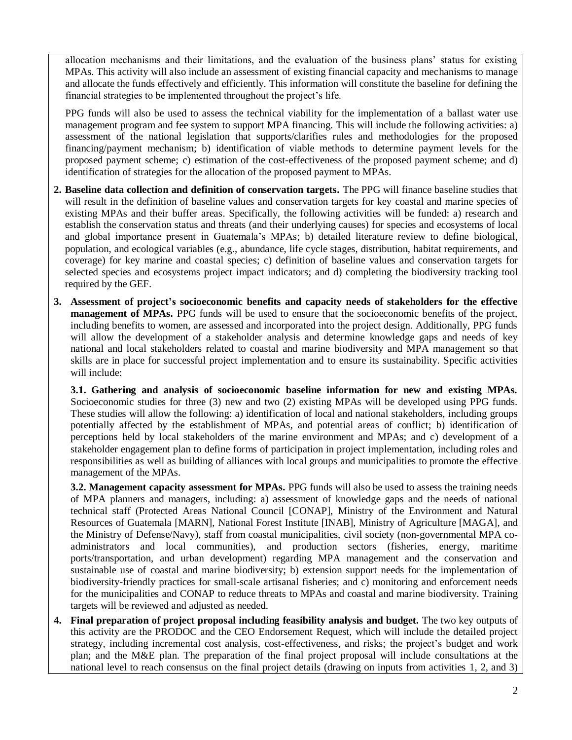allocation mechanisms and their limitations, and the evaluation of the business plans' status for existing MPAs. This activity will also include an assessment of existing financial capacity and mechanisms to manage and allocate the funds effectively and efficiently. This information will constitute the baseline for defining the financial strategies to be implemented throughout the project's life.

PPG funds will also be used to assess the technical viability for the implementation of a ballast water use management program and fee system to support MPA financing. This will include the following activities: a) assessment of the national legislation that supports/clarifies rules and methodologies for the proposed financing/payment mechanism; b) identification of viable methods to determine payment levels for the proposed payment scheme; c) estimation of the cost-effectiveness of the proposed payment scheme; and d) identification of strategies for the allocation of the proposed payment to MPAs.

2. **Baseline data collection and definition of conservation targets.** The PPG will finance baseline studies that will result in the definition of baseline values and conservation targets for key coastal and marine species of existing MPAs and their buffer areas. Specifically, the following activities will be funded: a) research and establish the conservation status and threats (and their underlying causes) for species and ecosystems of local and global importance present in Guatemala's MPAs; b) detailed literature review to define biological, population, and ecological variables (e.g., abundance, life cycle stages, distribution, habitat requirements, and coverage) for key marine and coastal species; c) definition of baseline values and conservation targets for selected species and ecosystems project impact indicators; and d) completing the biodiversity tracking tool required by the GEF.

3. **Assessment of project's socioeconomic benefits and capacity needs of stakeholders for the effective management of MPAs.** PPG funds will be used to ensure that the socioeconomic benefits of the project, including benefits to women, are assessed and incorporated into the project design. Additionally, PPG funds will allow the development of a stakeholder analysis and determine knowledge gaps and needs of key national and local stakeholders related to coastal and marine biodiversity and MPA management so that skills are in place for successful project implementation and to ensure its sustainability. Specific activities will include:

   **3.1. Gathering and analysis of socioeconomic baseline information for new and existing MPAs.** Socioeconomic studies for three (3) new and two (2) existing MPAs will be developed using PPG funds. These studies will allow the following: a) identification of local and national stakeholders, including groups potentially affected by the establishment of MPAs, and potential areas of conflict; b) identification of perceptions held by local stakeholders of the marine environment and MPAs; and c) development of a stakeholder engagement plan to define forms of participation in project implementation, including roles and responsibilities as well as building of alliances with local groups and municipalities to promote the effective management of the MPAs.

   **3.2. Management capacity assessment for MPAs.** PPG funds will also be used to assess the training needs of MPA planners and managers, including: a) assessment of knowledge gaps and the needs of national technical staff (Protected Areas National Council [CONAP], Ministry of the Environment and Natural Resources of Guatemala [MARN], National Forest Institute [INAB], Ministry of Agriculture [MAGA], and the Ministry of Defense/Navy), staff from coastal municipalities, civil society (non-governmental MPA co-administrators and local communities), and production sectors (fisheries, energy, maritime ports/transportation, and urban development) regarding MPA management and the conservation and sustainable use of coastal and marine biodiversity; b) extension support needs for the implementation of biodiversity-friendly practices for small-scale artisanal fisheries; and c) monitoring and enforcement needs for the municipalities and CONAP to reduce threats to MPAs and coastal and marine biodiversity. Training targets will be reviewed and adjusted as needed.

4. **Final preparation of project proposal including feasibility analysis and budget.** The two key outputs of this activity are the PRODOC and the CEO Endorsement Request, which will include the detailed project strategy, including incremental cost analysis, cost-effectiveness, and risks; the project's budget and work plan; and the M&E plan. The preparation of the final project proposal will include consultations at the national level to reach consensus on the final project details (drawing on inputs from activities 1, 2, and 3)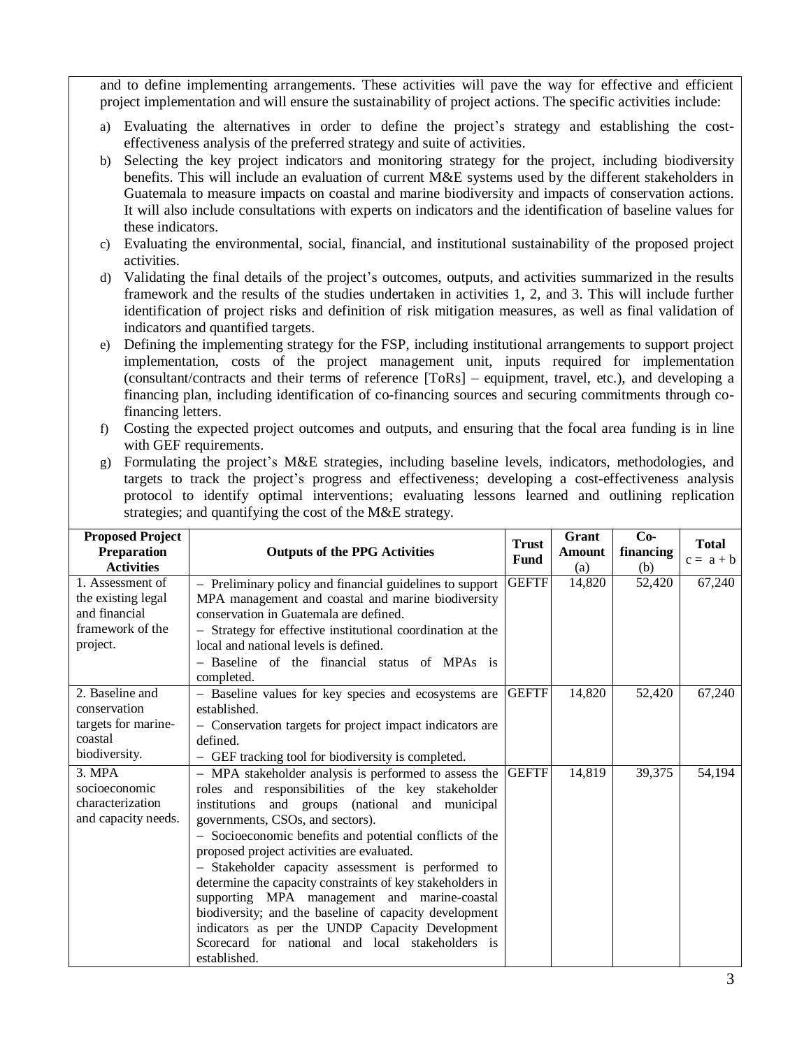and to define implementing arrangements. These activities will pave the way for effective and efficient project implementation and will ensure the sustainability of project actions. The specific activities include:

a) Evaluating the alternatives in order to define the project's strategy and establishing the cost-effectiveness analysis of the preferred strategy and suite of activities.
b) Selecting the key project indicators and monitoring strategy for the project, including biodiversity benefits. This will include an evaluation of current M&E systems used by the different stakeholders in Guatemala to measure impacts on coastal and marine biodiversity and impacts of conservation actions. It will also include consultations with experts on indicators and the identification of baseline values for these indicators.
c) Evaluating the environmental, social, financial, and institutional sustainability of the proposed project activities.
d) Validating the final details of the project's outcomes, outputs, and activities summarized in the results framework and the results of the studies undertaken in activities 1, 2, and 3. This will include further identification of project risks and definition of risk mitigation measures, as well as final validation of indicators and quantified targets.
e) Defining the implementing strategy for the FSP, including institutional arrangements to support project implementation, costs of the project management unit, inputs required for implementation (consultant/contracts and their terms of reference [ToRs] – equipment, travel, etc.), and developing a financing plan, including identification of co-financing sources and securing commitments through co-financing letters.
f) Costing the expected project outcomes and outputs, and ensuring that the focal area funding is in line with GEF requirements.
g) Formulating the project's M&E strategies, including baseline levels, indicators, methodologies, and targets to track the project's progress and effectiveness; developing a cost-effectiveness analysis protocol to identify optimal interventions; evaluating lessons learned and outlining replication strategies; and quantifying the cost of the M&E strategy.

| Proposed Project Preparation Activities | Outputs of the PPG Activities | Trust Fund | Grant Amount (a) | Co-financing (b) | Total c = a + b |
|---|---|---|---|---|---|
| 1. Assessment of the existing legal and financial framework of the project. | – Preliminary policy and financial guidelines to support MPA management and coastal and marine biodiversity conservation in Guatemala are defined.<br>– Strategy for effective institutional coordination at the local and national levels is defined.<br>– Baseline of the financial status of MPAs is completed. | GEFTF | 14,820 | 52,420 | 67,240 |
| 2. Baseline and conservation targets for marine-coastal biodiversity. | – Baseline values for key species and ecosystems are established.<br>– Conservation targets for project impact indicators are defined.<br>– GEF tracking tool for biodiversity is completed. | GEFTF | 14,820 | 52,420 | 67,240 |
| 3. MPA socioeconomic characterization and capacity needs. | – MPA stakeholder analysis is performed to assess the roles and responsibilities of the key stakeholder institutions and groups (national and municipal governments, CSOs, and sectors).<br>– Socioeconomic benefits and potential conflicts of the proposed project activities are evaluated.<br>– Stakeholder capacity assessment is performed to determine the capacity constraints of key stakeholders in supporting MPA management and marine-coastal biodiversity; and the baseline of capacity development indicators as per the UNDP Capacity Development Scorecard for national and local stakeholders is established. | GEFTF | 14,819 | 39,375 | 54,194 |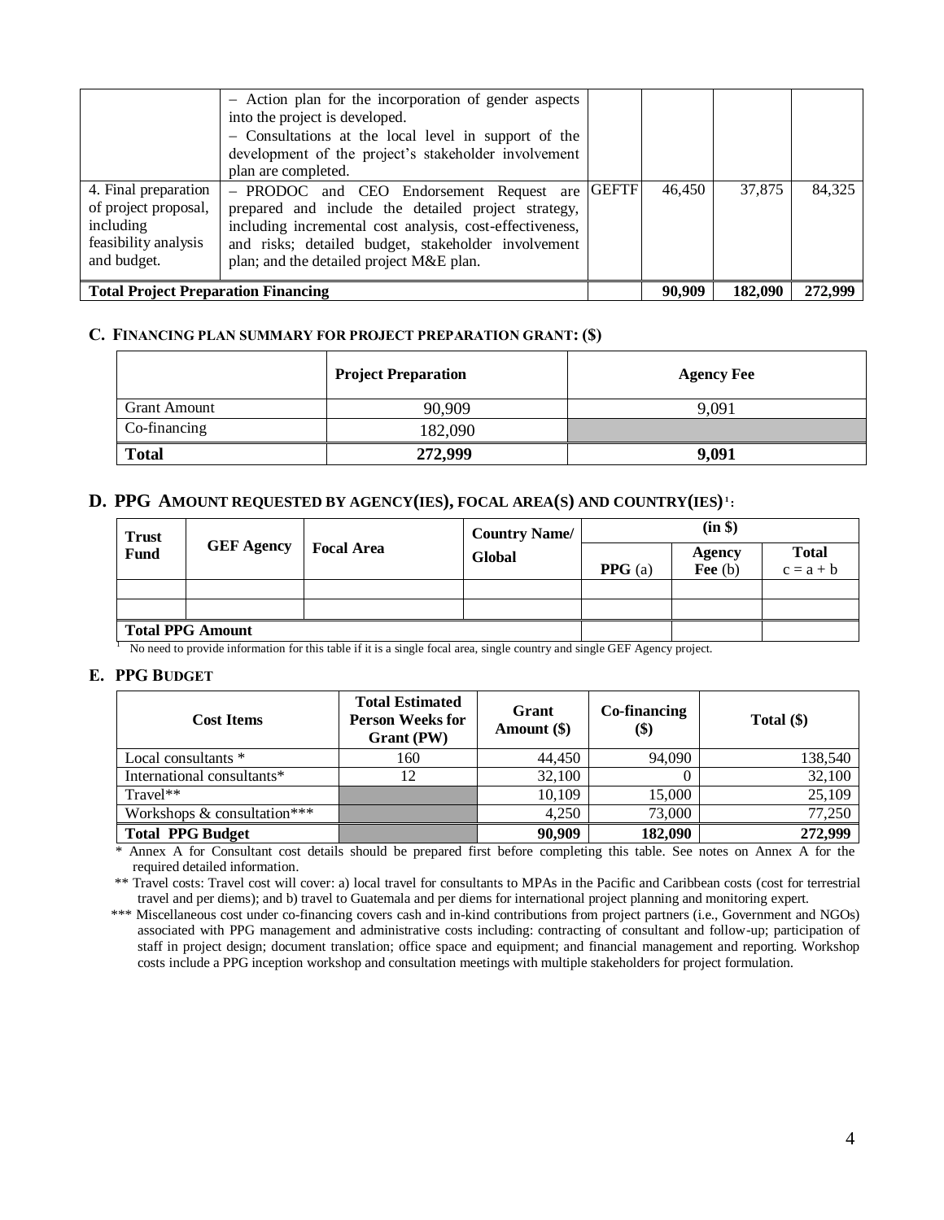| | | | | | |
|---|---|---|---|---|---|
| | – Action plan for the incorporation of gender aspects into the project is developed.<br>– Consultations at the local level in support of the development of the project's stakeholder involvement plan are completed. | | | | |
| 4. Final preparation of project proposal, including feasibility analysis and budget. | – PRODOC and CEO Endorsement Request are prepared and include the detailed project strategy, including incremental cost analysis, cost-effectiveness, and risks; detailed budget, stakeholder involvement plan; and the detailed project M&E plan. | GEFTF | 46,450 | 37,875 | 84,325 |
| **Total Project Preparation Financing** | | | **90,909** | **182,090** | **272,999** |

### C. FINANCING PLAN SUMMARY FOR PROJECT PREPARATION GRANT: ($)

| | **Project Preparation** | **Agency Fee** |
|---|---|---|
| Grant Amount | 90,909 | 9,091 |
| Co-financing | 182,090 | |
| **Total** | **272,999** | **9,091** |

### D. PPG AMOUNT REQUESTED BY AGENCY(IES), FOCAL AREA(S) AND COUNTRY(IES)[1]:

| Trust Fund | GEF Agency | Focal Area | Country Name/ Global | (in $) | | |
|---|---|---|---|---|---|---|
| | | | | PPG (a) | Agency Fee (b) | Total c = a + b |
| | | | | | | |
| | | | | | | |
| **Total PPG Amount** | | | | | | |

[1] No need to provide information for this table if it is a single focal area, single country and single GEF Agency project.

### E. PPG BUDGET

| Cost Items | Total Estimated Person Weeks for Grant (PW) | Grant Amount ($) | Co-financing ($) | Total ($) |
|---|---|---|---|---|
| Local consultants * | 160 | 44,450 | 94,090 | 138,540 |
| International consultants* | 12 | 32,100 | 0 | 32,100 |
| Travel** | | 10,109 | 15,000 | 25,109 |
| Workshops & consultation*** | | 4,250 | 73,000 | 77,250 |
| **Total PPG Budget** | | **90,909** | **182,090** | **272,999** |

\* Annex A for Consultant cost details should be prepared first before completing this table. See notes on Annex A for the required detailed information.

** Travel costs: Travel cost will cover: a) local travel for consultants to MPAs in the Pacific and Caribbean costs (cost for terrestrial travel and per diems); and b) travel to Guatemala and per diems for international project planning and monitoring expert.

*** Miscellaneous cost under co-financing covers cash and in-kind contributions from project partners (i.e., Government and NGOs) associated with PPG management and administrative costs including: contracting of consultant and follow-up; participation of staff in project design; document translation; office space and equipment; and financial management and reporting. Workshop costs include a PPG inception workshop and consultation meetings with multiple stakeholders for project formulation.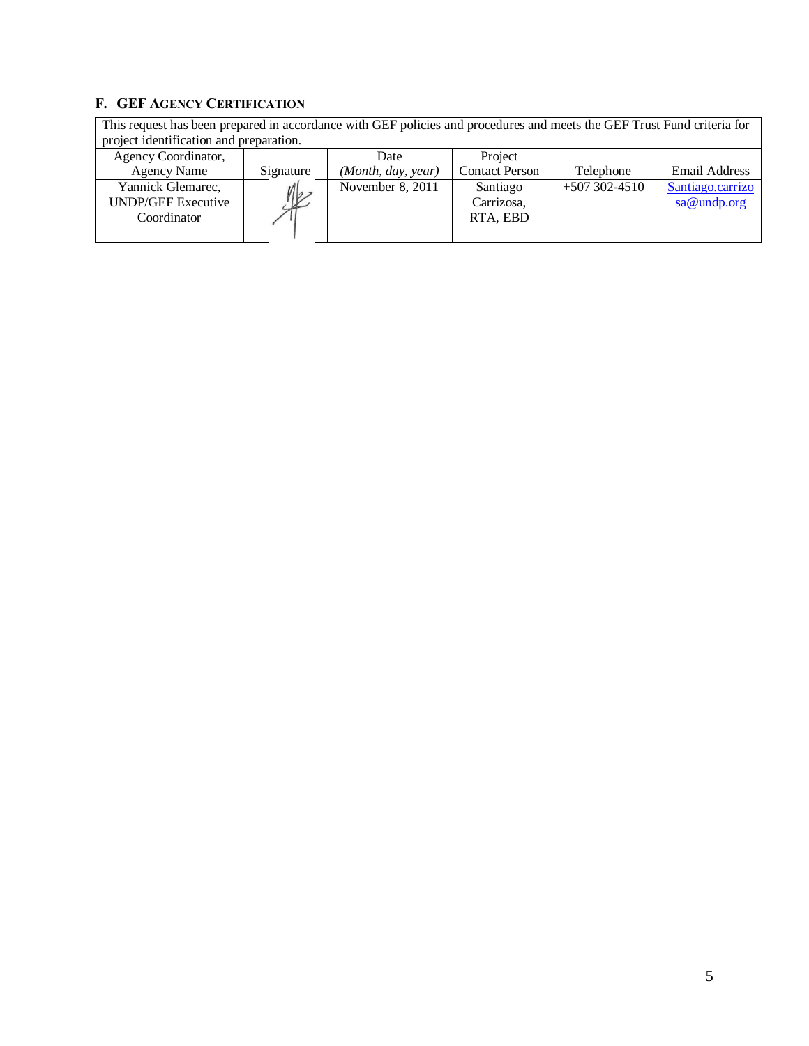## F. GEF Agency Certification

| This request has been prepared in accordance with GEF policies and procedures and meets the GEF Trust Fund criteria for project identification and preparation. | | | | | |
|---|---|---|---|---|---|
| Agency Coordinator, Agency Name | Signature | Date *(Month, day, year)* | Project Contact Person | Telephone | Email Address |
| Yannick Glemarec, UNDP/GEF Executive Coordinator | | November 8, 2011 | Santiago Carrizosa, RTA, EBD | +507 302-4510 | Santiago.carrizosa@undp.org |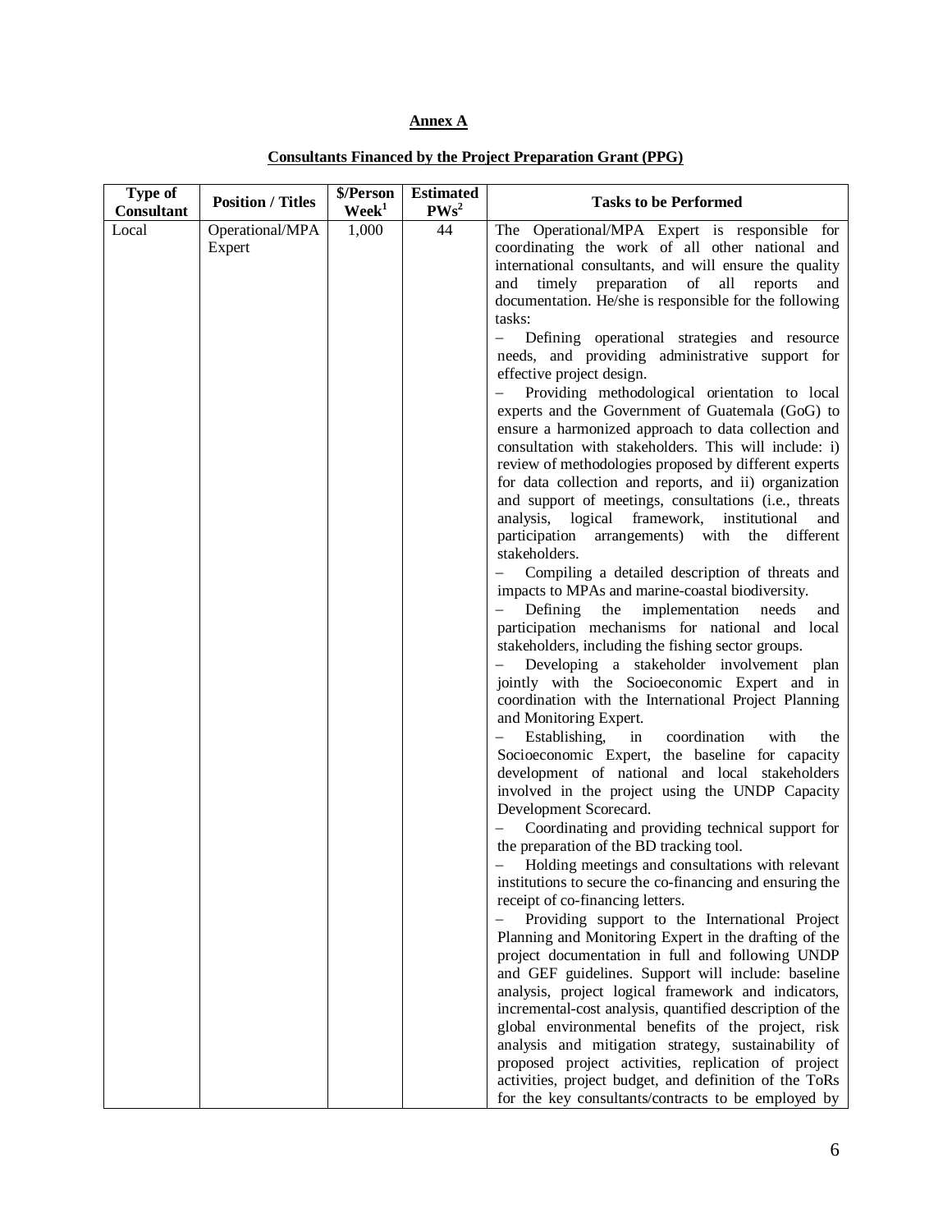**Annex A**

**Consultants Financed by the Project Preparation Grant (PPG)**

| Type of Consultant | Position / Titles | $/Person Week[1] | Estimated PWs[2] | Tasks to be Performed |
|---|---|---|---|---|
| Local | Operational/MPA Expert | 1,000 | 44 | The Operational/MPA Expert is responsible for coordinating the work of all other national and international consultants, and will ensure the quality and timely preparation of all reports and documentation. He/she is responsible for the following tasks:<br>– Defining operational strategies and resource needs, and providing administrative support for effective project design.<br>– Providing methodological orientation to local experts and the Government of Guatemala (GoG) to ensure a harmonized approach to data collection and consultation with stakeholders. This will include: i) review of methodologies proposed by different experts for data collection and reports, and ii) organization and support of meetings, consultations (i.e., threats analysis, logical framework, institutional and participation arrangements) with the different stakeholders.<br>– Compiling a detailed description of threats and impacts to MPAs and marine-coastal biodiversity.<br>– Defining the implementation needs and participation mechanisms for national and local stakeholders, including the fishing sector groups.<br>– Developing a stakeholder involvement plan jointly with the Socioeconomic Expert and in coordination with the International Project Planning and Monitoring Expert.<br>– Establishing, in coordination with the Socioeconomic Expert, the baseline for capacity development of national and local stakeholders involved in the project using the UNDP Capacity Development Scorecard.<br>– Coordinating and providing technical support for the preparation of the BD tracking tool.<br>– Holding meetings and consultations with relevant institutions to secure the co-financing and ensuring the receipt of co-financing letters.<br>– Providing support to the International Project Planning and Monitoring Expert in the drafting of the project documentation in full and following UNDP and GEF guidelines. Support will include: baseline analysis, project logical framework and indicators, incremental-cost analysis, quantified description of the global environmental benefits of the project, risk analysis and mitigation strategy, sustainability of proposed project activities, replication of project activities, project budget, and definition of the ToRs for the key consultants/contracts to be employed by |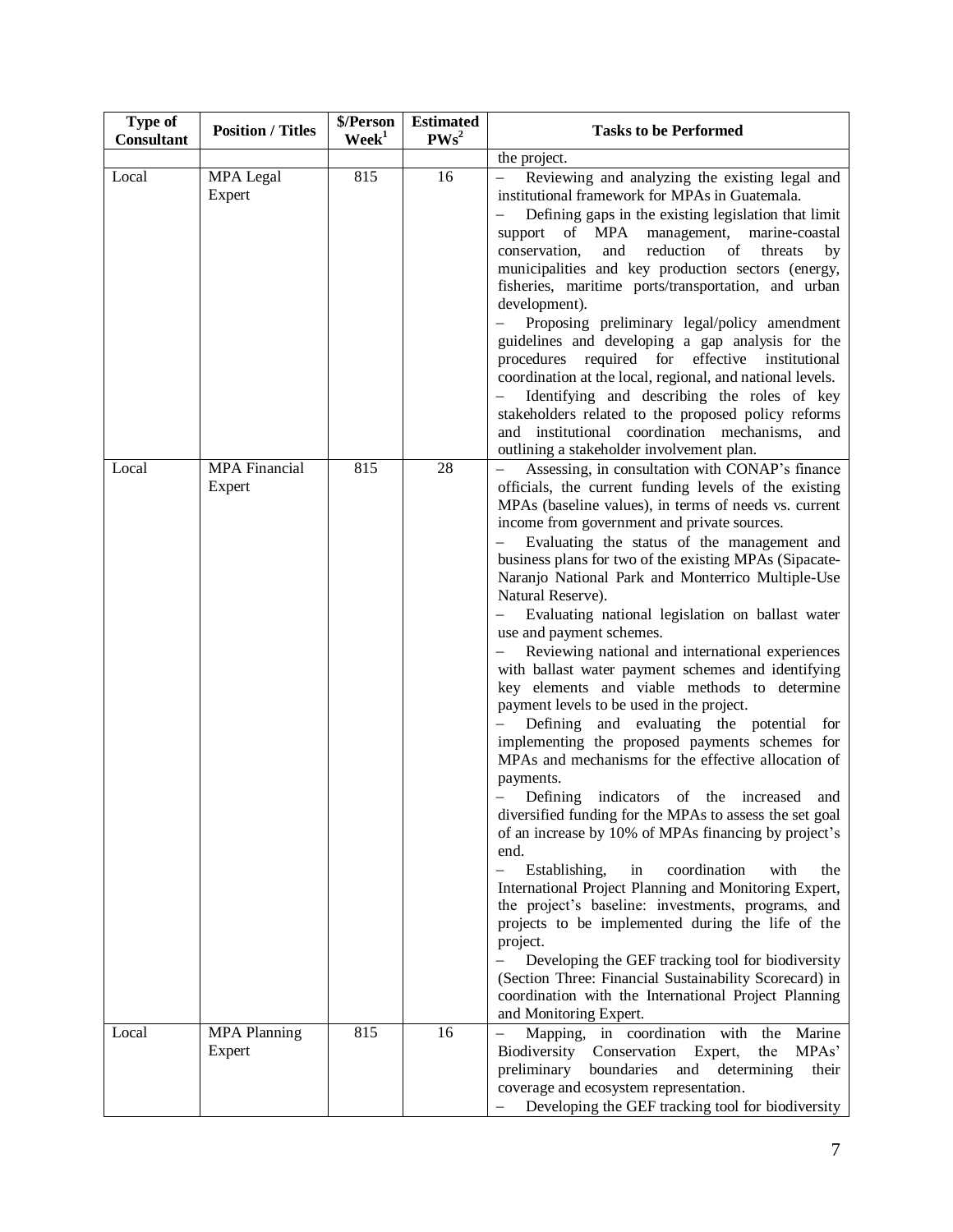| Type of Consultant | Position / Titles | $/Person Week[1] | Estimated PWs[2] | Tasks to be Performed |
|---|---|---|---|---|
| | | | | the project. |
| Local | MPA Legal Expert | 815 | 16 | – Reviewing and analyzing the existing legal and institutional framework for MPAs in Guatemala.<br>– Defining gaps in the existing legislation that limit support of MPA management, marine-coastal conservation, and reduction of threats by municipalities and key production sectors (energy, fisheries, maritime ports/transportation, and urban development).<br>– Proposing preliminary legal/policy amendment guidelines and developing a gap analysis for the procedures required for effective institutional coordination at the local, regional, and national levels.<br>– Identifying and describing the roles of key stakeholders related to the proposed policy reforms and institutional coordination mechanisms, and outlining a stakeholder involvement plan. |
| Local | MPA Financial Expert | 815 | 28 | – Assessing, in consultation with CONAP's finance officials, the current funding levels of the existing MPAs (baseline values), in terms of needs vs. current income from government and private sources.<br>– Evaluating the status of the management and business plans for two of the existing MPAs (Sipacate-Naranjo National Park and Monterrico Multiple-Use Natural Reserve).<br>– Evaluating national legislation on ballast water use and payment schemes.<br>– Reviewing national and international experiences with ballast water payment schemes and identifying key elements and viable methods to determine payment levels to be used in the project.<br>– Defining and evaluating the potential for implementing the proposed payments schemes for MPAs and mechanisms for the effective allocation of payments.<br>– Defining indicators of the increased and diversified funding for the MPAs to assess the set goal of an increase by 10% of MPAs financing by project's end.<br>– Establishing, in coordination with the International Project Planning and Monitoring Expert, the project's baseline: investments, programs, and projects to be implemented during the life of the project.<br>– Developing the GEF tracking tool for biodiversity (Section Three: Financial Sustainability Scorecard) in coordination with the International Project Planning and Monitoring Expert. |
| Local | MPA Planning Expert | 815 | 16 | – Mapping, in coordination with the Marine Biodiversity Conservation Expert, the MPAs' preliminary boundaries and determining their coverage and ecosystem representation.<br>– Developing the GEF tracking tool for biodiversity |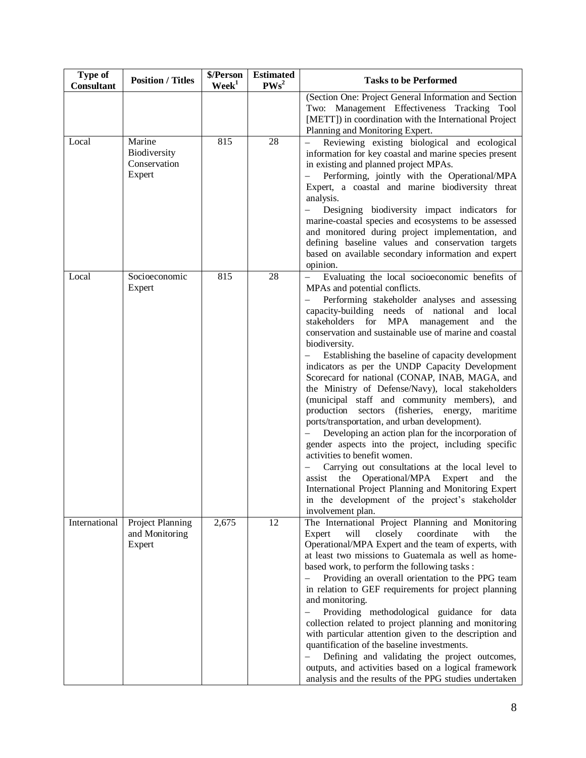| Type of Consultant | Position / Titles | \$/Person Week[1] | Estimated PWs[2] | Tasks to be Performed |
|---|---|---|---|---|
| | | | | (Section One: Project General Information and Section Two: Management Effectiveness Tracking Tool [METT]) in coordination with the International Project Planning and Monitoring Expert. |
| Local | Marine Biodiversity Conservation Expert | 815 | 28 | – Reviewing existing biological and ecological information for key coastal and marine species present in existing and planned project MPAs.<br>– Performing, jointly with the Operational/MPA Expert, a coastal and marine biodiversity threat analysis.<br>– Designing biodiversity impact indicators for marine-coastal species and ecosystems to be assessed and monitored during project implementation, and defining baseline values and conservation targets based on available secondary information and expert opinion. |
| Local | Socioeconomic Expert | 815 | 28 | – Evaluating the local socioeconomic benefits of MPAs and potential conflicts.<br>– Performing stakeholder analyses and assessing capacity-building needs of national and local stakeholders for MPA management and the conservation and sustainable use of marine and coastal biodiversity.<br>– Establishing the baseline of capacity development indicators as per the UNDP Capacity Development Scorecard for national (CONAP, INAB, MAGA, and the Ministry of Defense/Navy), local stakeholders (municipal staff and community members), and production sectors (fisheries, energy, maritime ports/transportation, and urban development).<br>– Developing an action plan for the incorporation of gender aspects into the project, including specific activities to benefit women.<br>– Carrying out consultations at the local level to assist the Operational/MPA Expert and the International Project Planning and Monitoring Expert in the development of the project's stakeholder involvement plan. |
| International | Project Planning and Monitoring Expert | 2,675 | 12 | The International Project Planning and Monitoring Expert will closely coordinate with the Operational/MPA Expert and the team of experts, with at least two missions to Guatemala as well as home-based work, to perform the following tasks :<br>– Providing an overall orientation to the PPG team in relation to GEF requirements for project planning and monitoring.<br>– Providing methodological guidance for data collection related to project planning and monitoring with particular attention given to the description and quantification of the baseline investments.<br>– Defining and validating the project outcomes, outputs, and activities based on a logical framework analysis and the results of the PPG studies undertaken |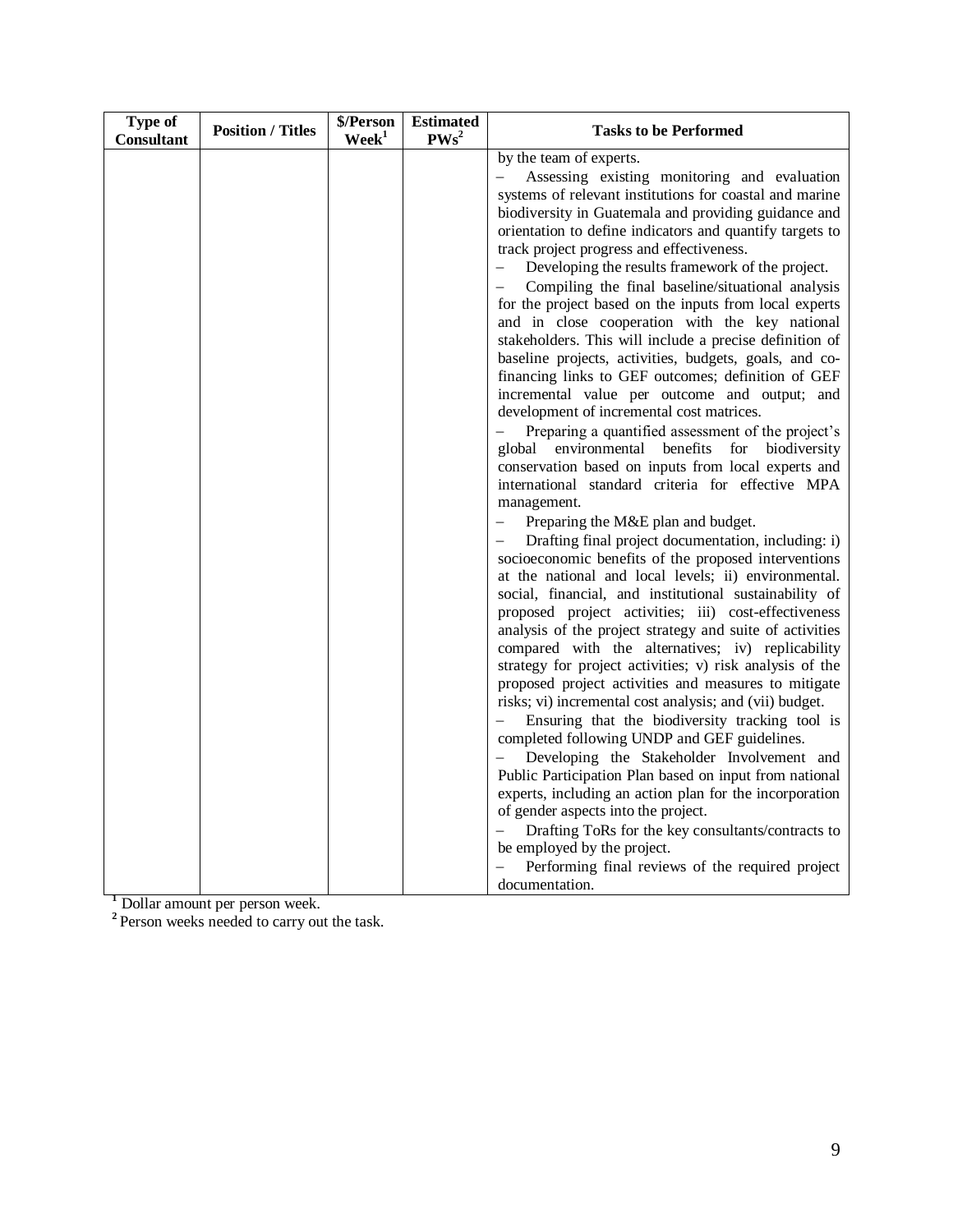| Type of Consultant | Position / Titles | $/Person Week[1] | Estimated PWs[2] | Tasks to be Performed |
|---|---|---|---|---|
| | | | | by the team of experts.<br>– Assessing existing monitoring and evaluation systems of relevant institutions for coastal and marine biodiversity in Guatemala and providing guidance and orientation to define indicators and quantify targets to track project progress and effectiveness.<br>– Developing the results framework of the project.<br>– Compiling the final baseline/situational analysis for the project based on the inputs from local experts and in close cooperation with the key national stakeholders. This will include a precise definition of baseline projects, activities, budgets, goals, and co-financing links to GEF outcomes; definition of GEF incremental value per outcome and output; and development of incremental cost matrices.<br>– Preparing a quantified assessment of the project's global environmental benefits for biodiversity conservation based on inputs from local experts and international standard criteria for effective MPA management.<br>– Preparing the M&E plan and budget.<br>– Drafting final project documentation, including: i) socioeconomic benefits of the proposed interventions at the national and local levels; ii) environmental. social, financial, and institutional sustainability of proposed project activities; iii) cost-effectiveness analysis of the project strategy and suite of activities compared with the alternatives; iv) replicability strategy for project activities; v) risk analysis of the proposed project activities and measures to mitigate risks; vi) incremental cost analysis; and (vii) budget.<br>– Ensuring that the biodiversity tracking tool is completed following UNDP and GEF guidelines.<br>– Developing the Stakeholder Involvement and Public Participation Plan based on input from national experts, including an action plan for the incorporation of gender aspects into the project.<br>– Drafting ToRs for the key consultants/contracts to be employed by the project.<br>– Performing final reviews of the required project documentation. |

[1] Dollar amount per person week.
[2] Person weeks needed to carry out the task.